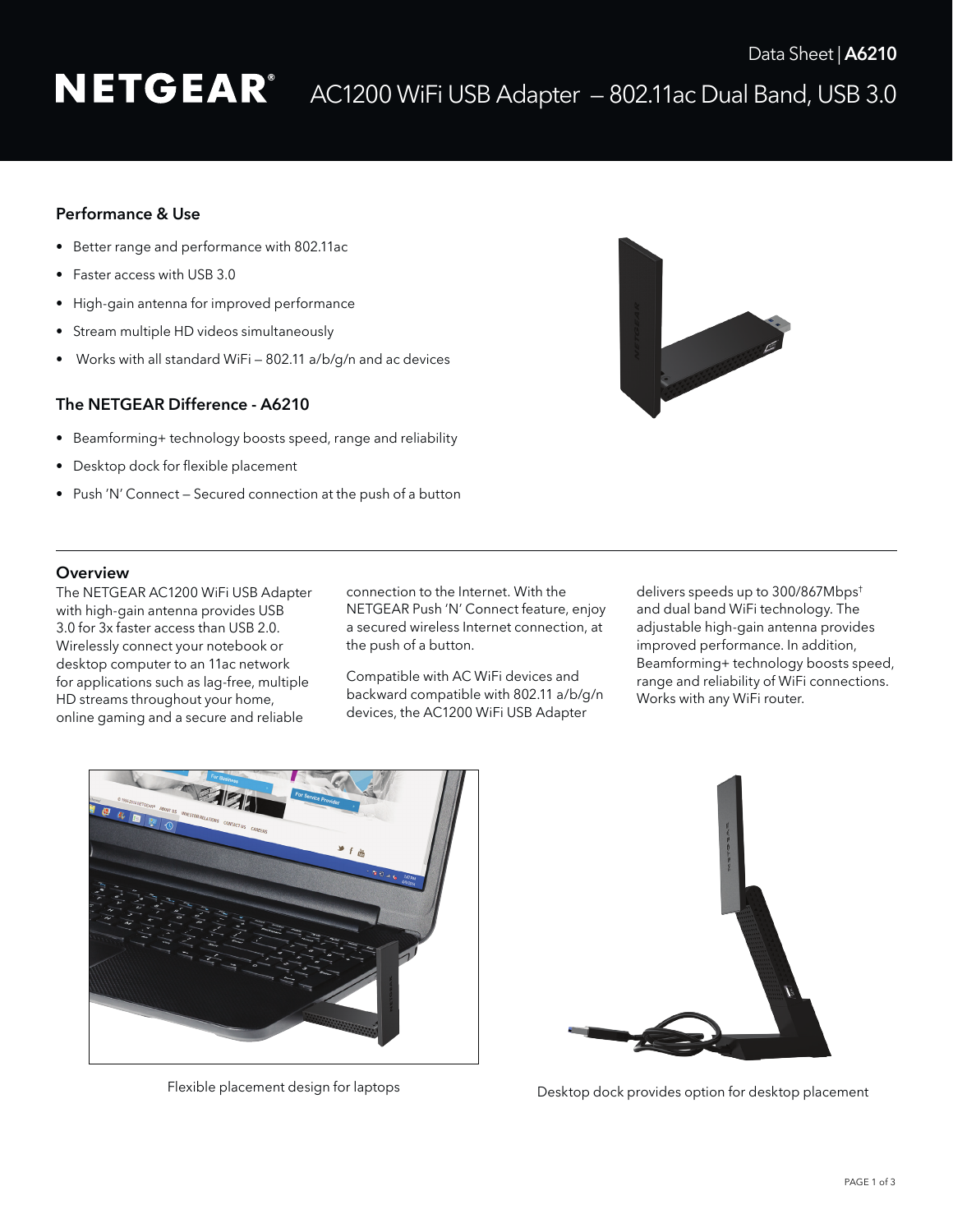Data Sheet | **A6210**

# NETGEAR® AC1200 WiFi USB Adapter – 802.11ac Dual Band, USB 3.0

## Performance & Use

- Better range and performance with 802.11ac
- Faster access with USB 3.0
- High-gain antenna for improved performance
- Stream multiple HD videos simultaneously
- Works with all standard WiFi – 802.11 a/b/g/n and ac devices

## The NETGEAR Difference - A6210

- Beamforming+ technology boosts speed, range and reliability
- Desktop dock for flexible placement
- Push 'N' Connect – Secured connection at the push of a button

## Overview

The NETGEAR AC1200 WiFi USB Adapter with high-gain antenna provides USB 3.0 for 3x faster access than USB 2.0. Wirelessly connect your notebook or desktop computer to an 11ac network for applications such as lag-free, multiple HD streams throughout your home, online gaming and a secure and reliable connection to the Internet. With the NETGEAR Push 'N' Connect feature, enjoy a secured wireless Internet connection, at the push of a button.

Compatible with AC WiFi devices and backward compatible with 802.11 a/b/g/n devices, the AC1200 WiFi USB Adapter delivers speeds up to 300/867Mbps† and dual band WiFi technology. The adjustable high-gain antenna provides improved performance. In addition, Beamforming+ technology boosts speed, range and reliability of WiFi connections. Works with any WiFi router.

Flexible placement design for laptops

Desktop dock provides option for desktop placement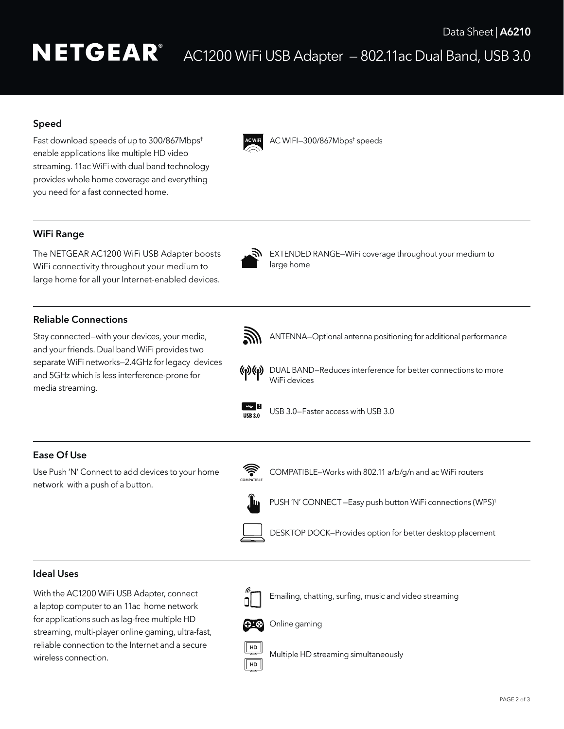Data Sheet | **A6210**

# NETGEAR® AC1200 WiFi USB Adapter — 802.11ac Dual Band, USB 3.0

## Speed

Fast download speeds of up to 300/867Mbps† enable applications like multiple HD video streaming. 11ac WiFi with dual band technology provides whole home coverage and everything you need for a fast connected home.

- AC WIFI—300/867Mbps† speeds

## WiFi Range

The NETGEAR AC1200 WiFi USB Adapter boosts WiFi connectivity throughout your medium to large home for all your Internet-enabled devices.

- EXTENDED RANGE—WiFi coverage throughout your medium to large home

## Reliable Connections

Stay connected—with your devices, your media, and your friends. Dual band WiFi provides two separate WiFi networks—2.4GHz for legacy devices and 5GHz which is less interference-prone for media streaming.

- ANTENNA—Optional antenna positioning for additional performance
- DUAL BAND—Reduces interference for better connections to more WiFi devices
- USB 3.0—Faster access with USB 3.0

## Ease Of Use

Use Push 'N' Connect to add devices to your home network with a push of a button.

- COMPATIBLE—Works with 802.11 a/b/g/n and ac WiFi routers
- PUSH 'N' CONNECT —Easy push button WiFi connections (WPS)†
- DESKTOP DOCK—Provides option for better desktop placement

## Ideal Uses

With the AC1200 WiFi USB Adapter, connect a laptop computer to an 11ac home network for applications such as lag-free multiple HD streaming, multi-player online gaming, ultra-fast, reliable connection to the Internet and a secure wireless connection.

- Emailing, chatting, surfing, music and video streaming
- Online gaming
- Multiple HD streaming simultaneously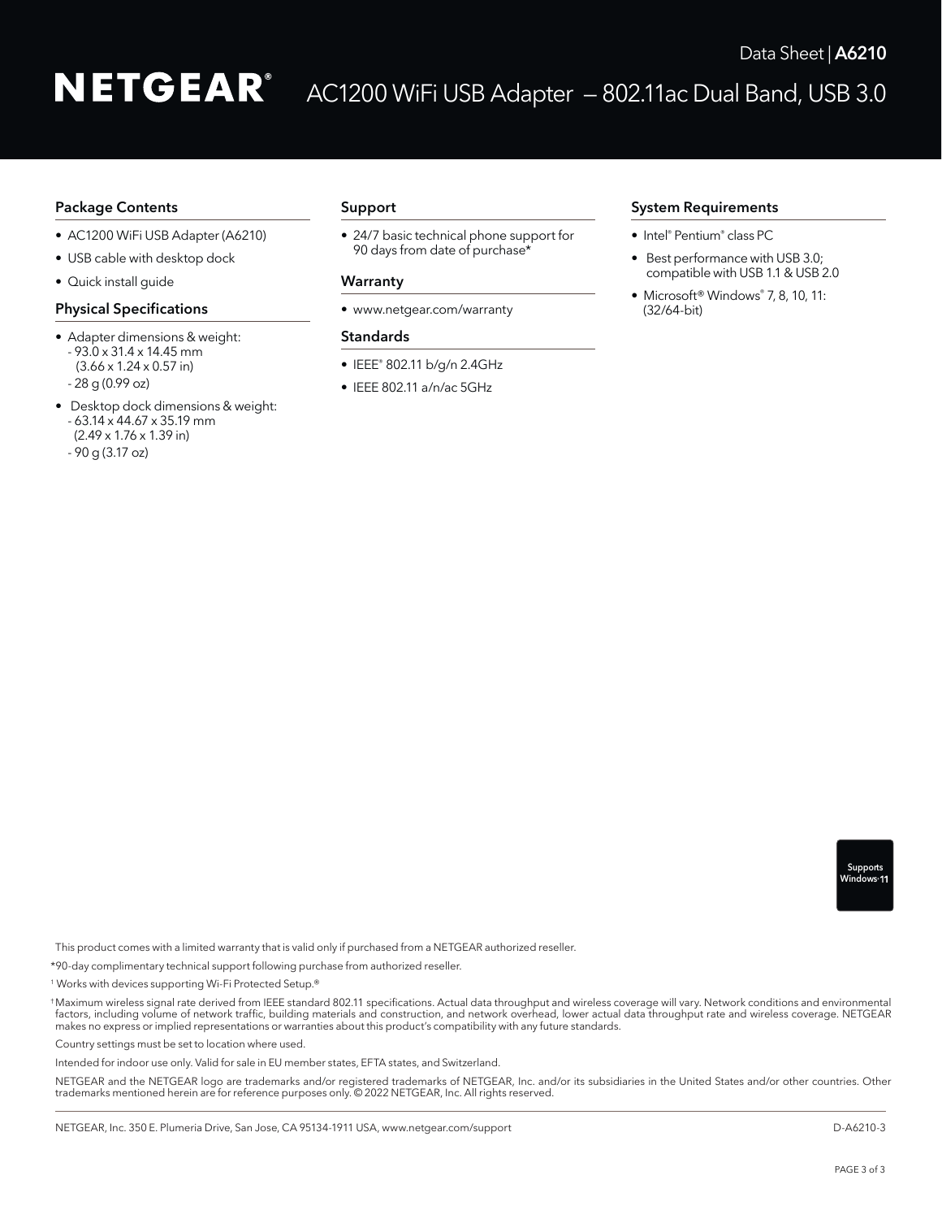Data Sheet | **A6210**

# NETGEAR® AC1200 WiFi USB Adapter — 802.11ac Dual Band, USB 3.0

## Package Contents

- AC1200 WiFi USB Adapter (A6210)
- USB cable with desktop dock
- Quick install guide

## Physical Specifications

- Adapter dimensions & weight:
  - 93.0 x 31.4 x 14.45 mm (3.66 x 1.24 x 0.57 in)
  - 28 g (0.99 oz)
- Desktop dock dimensions & weight:
  - 63.14 x 44.67 x 35.19 mm (2.49 x 1.76 x 1.39 in)
  - 90 g (3.17 oz)

## Support

- 24/7 basic technical phone support for 90 days from date of purchase*

## Warranty

- www.netgear.com/warranty

## Standards

- IEEE® 802.11 b/g/n 2.4GHz
- IEEE 802.11 a/n/ac 5GHz

## System Requirements

- Intel® Pentium® class PC
- Best performance with USB 3.0; compatible with USB 1.1 & USB 2.0
- Microsoft® Windows® 7, 8, 10, 11: (32/64-bit)

Supports Windows 11

This product comes with a limited warranty that is valid only if purchased from a NETGEAR authorized reseller.

*90-day complimentary technical support following purchase from authorized reseller.

[1] Works with devices supporting Wi-Fi Protected Setup.®

† Maximum wireless signal rate derived from IEEE standard 802.11 specifications. Actual data throughput and wireless coverage will vary. Network conditions and environmental factors, including volume of network traffic, building materials and construction, and network overhead, lower actual data throughput rate and wireless coverage. NETGEAR makes no express or implied representations or warranties about this product's compatibility with any future standards.

Country settings must be set to location where used.

Intended for indoor use only. Valid for sale in EU member states, EFTA states, and Switzerland.

NETGEAR and the NETGEAR logo are trademarks and/or registered trademarks of NETGEAR, Inc. and/or its subsidiaries in the United States and/or other countries. Other trademarks mentioned herein are for reference purposes only. © 2022 NETGEAR, Inc. All rights reserved.

NETGEAR, Inc. 350 E. Plumeria Drive, San Jose, CA 95134-1911 USA, www.netgear.com/support

D-A6210-3